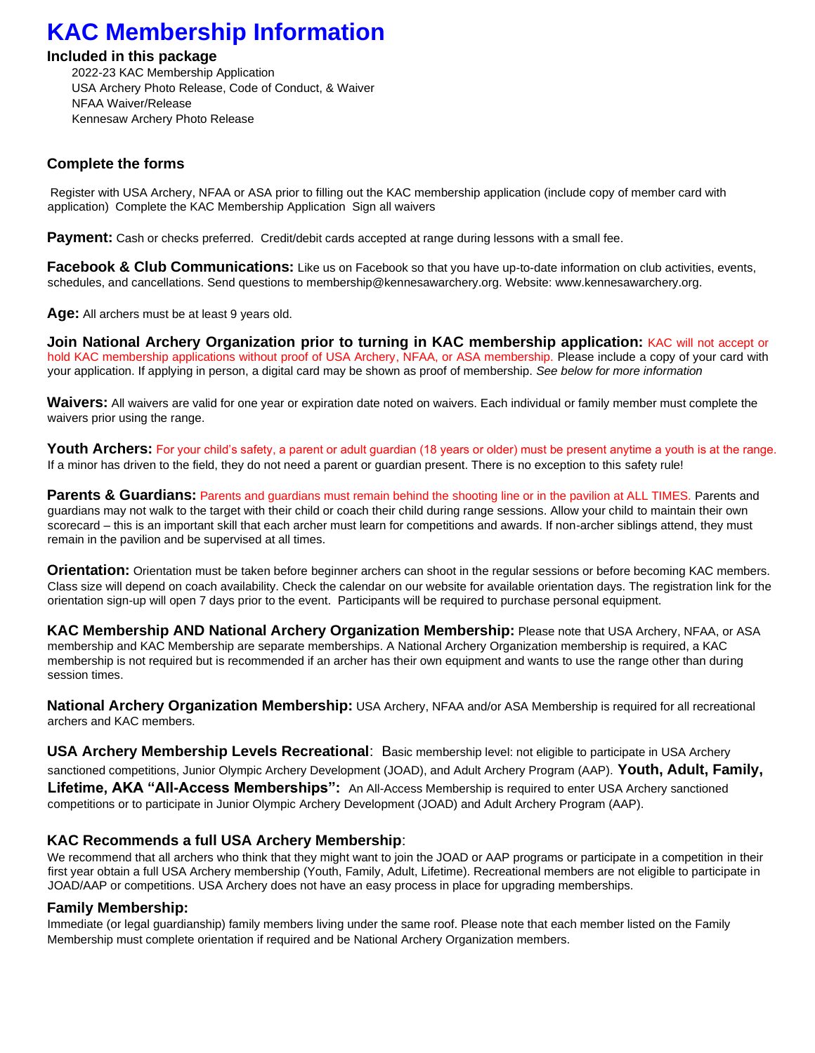# KAC Membership Information

### Included in this package

- 2022-23 KAC Membership Application
- USA Archery Photo Release, Code of Conduct, & Waiver
- NFAA Waiver/Release
- Kennesaw Archery Photo Release

### Complete the forms

Register with USA Archery, NFAA or ASA prior to filling out the KAC membership application (include copy of member card with application) Complete the KAC Membership Application Sign all waivers

**Payment:** Cash or checks preferred. Credit/debit cards accepted at range during lessons with a small fee.

**Facebook & Club Communications:** Like us on Facebook so that you have up-to-date information on club activities, events, schedules, and cancellations. Send questions to membership@kennesawarchery.org. Website: www.kennesawarchery.org.

**Age:** All archers must be at least 9 years old.

**Join National Archery Organization prior to turning in KAC membership application:** KAC will not accept or hold KAC membership applications without proof of USA Archery, NFAA, or ASA membership. Please include a copy of your card with your application. If applying in person, a digital card may be shown as proof of membership. *See below for more information*

**Waivers:** All waivers are valid for one year or expiration date noted on waivers. Each individual or family member must complete the waivers prior using the range.

**Youth Archers:** For your child's safety, a parent or adult guardian (18 years or older) must be present anytime a youth is at the range. If a minor has driven to the field, they do not need a parent or guardian present. There is no exception to this safety rule!

**Parents & Guardians:** Parents and guardians must remain behind the shooting line or in the pavilion at ALL TIMES. Parents and guardians may not walk to the target with their child or coach their child during range sessions. Allow your child to maintain their own scorecard – this is an important skill that each archer must learn for competitions and awards. If non-archer siblings attend, they must remain in the pavilion and be supervised at all times.

**Orientation:** Orientation must be taken before beginner archers can shoot in the regular sessions or before becoming KAC members. Class size will depend on coach availability. Check the calendar on our website for available orientation days. The registration link for the orientation sign-up will open 7 days prior to the event. Participants will be required to purchase personal equipment.

**KAC Membership AND National Archery Organization Membership:** Please note that USA Archery, NFAA, or ASA membership and KAC Membership are separate memberships. A National Archery Organization membership is required, a KAC membership is not required but is recommended if an archer has their own equipment and wants to use the range other than during session times.

**National Archery Organization Membership:** USA Archery, NFAA and/or ASA Membership is required for all recreational archers and KAC members.

**USA Archery Membership Levels Recreational**: Basic membership level: not eligible to participate in USA Archery sanctioned competitions, Junior Olympic Archery Development (JOAD), and Adult Archery Program (AAP). **Youth, Adult, Family, Lifetime, AKA "All-Access Memberships":** An All-Access Membership is required to enter USA Archery sanctioned competitions or to participate in Junior Olympic Archery Development (JOAD) and Adult Archery Program (AAP).

### KAC Recommends a full USA Archery Membership:

We recommend that all archers who think that they might want to join the JOAD or AAP programs or participate in a competition in their first year obtain a full USA Archery membership (Youth, Family, Adult, Lifetime). Recreational members are not eligible to participate in JOAD/AAP or competitions. USA Archery does not have an easy process in place for upgrading memberships.

### Family Membership:

Immediate (or legal guardianship) family members living under the same roof. Please note that each member listed on the Family Membership must complete orientation if required and be National Archery Organization members.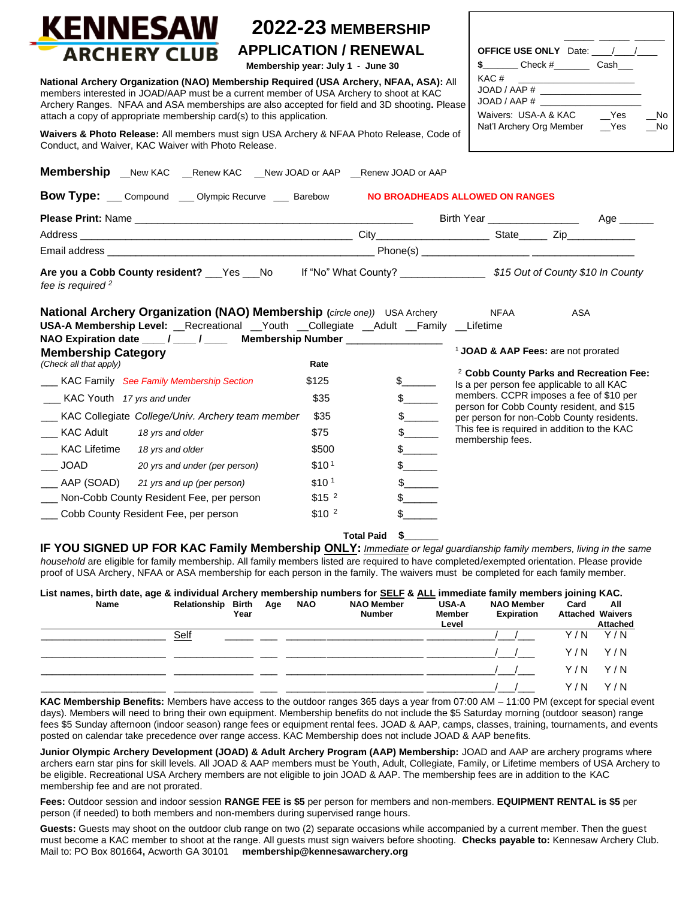# KENNESAW ARCHERY CLUB

## 2022-23 MEMBERSHIP APPLICATION / RENEWAL

**Membership year: July 1 - June 30**

**National Archery Organization (NAO) Membership Required (USA Archery, NFAA, ASA):** All members interested in JOAD/AAP must be a current member of USA Archery to shoot at KAC Archery Ranges. NFAA and ASA memberships are also accepted for field and 3D shooting**.** Please attach a copy of appropriate membership card(s) to this application.

**Waivers & Photo Release:** All members must sign USA Archery & NFAA Photo Release, Code of Conduct, and Waiver, KAC Waiver with Photo Release.

**OFFICE USE ONLY** Date: ____/____/____
**$**_______ Check #_______ Cash___
KAC # ____________________
JOAD / AAP # ____________________
JOAD / AAP # ____________________
Waivers: USA-A & KAC __Yes __No
Nat'l Archery Org Member __Yes __No

**Membership** __New KAC __Renew KAC __New JOAD or AAP __Renew JOAD or AAP

**Bow Type:** ___ Compound ___ Olympic Recurve ___ Barebow **NO BROADHEADS ALLOWED ON RANGES**

**Please Print:** Name ______________________________________________ Birth Year _______________ Age ______

Address ______________________________________________ City___________________ State_____ Zip____________

Email address ______________________________________________ Phone(s) __________________ __________________

**Are you a Cobb County resident?** ___Yes ___No If "No" What County? ______________ *$15 Out of County $10 In County fee is required* [2]

**National Archery Organization (NAO) Membership** (*circle one)*) USA Archery NFAA ASA
**USA-A Membership Level:** __Recreational __Youth __Collegiate __Adult __Family __Lifetime
**NAO Expiration date** ____ / ____ / ____ **Membership Number** ________________

### Membership Category
*(Check all that apply)*

| | | Rate | |
|---|---|---|---|
| ___ KAC Family | *See Family Membership Section* | $125 | $______ |
| ___ KAC Youth | *17 yrs and under* | $35 | $______ |
| ___ KAC Collegiate | *College/Univ. Archery team member* | $35 | $______ |
| ___ KAC Adult | *18 yrs and older* | $75 | $______ |
| ___ KAC Lifetime | *18 yrs and older* | $500 | $______ |
| ___ JOAD | *20 yrs and under (per person)* | $10 [1] | $______ |
| ___ AAP (SOAD) | *21 yrs and up (per person)* | $10 [1] | $______ |
| ___ Non-Cobb County Resident Fee, per person | | $15 [2] | $______ |
| ___ Cobb County Resident Fee, per person | | $10 [2] | $______ |
| | | **Total Paid** | **$**______ |

[1] **JOAD & AAP Fees:** are not prorated

[2] **Cobb County Parks and Recreation Fee:** Is a per person fee applicable to all KAC members. CCPR imposes a fee of $10 per person for Cobb County resident, and $15 per person for non-Cobb County residents. This fee is required in addition to the KAC membership fees.

**IF YOU SIGNED UP FOR KAC Family Membership ONLY:** *Immediate or legal guardianship family members, living in the same household* are eligible for family membership. All family members listed are required to have completed/exempted orientation. Please provide proof of USA Archery, NFAA or ASA membership for each person in the family. The waivers must be completed for each family member.

**List names, birth date, age & individual Archery membership numbers for SELF & ALL immediate family members joining KAC.**

| Name | Relationship | Birth Year | Age | NAO | NAO Member Number | USA-A Member Level | NAO Member Expiration | Card Attached | All Waivers Attached |
|---|---|---|---|---|---|---|---|---|---|
| ____________ | Self | _____ | ___ | | ____________ | ____________ | __/__/__ | Y / N | Y / N |
| ____________ | ____________ | _____ | ___ | | ____________ | ____________ | __/__/__ | Y / N | Y / N |
| ____________ | ____________ | _____ | ___ | | ____________ | ____________ | __/__/__ | Y / N | Y / N |
| ____________ | ____________ | _____ | ___ | | ____________ | ____________ | __/__/__ | Y / N | Y / N |

**KAC Membership Benefits:** Members have access to the outdoor ranges 365 days a year from 07:00 AM – 11:00 PM (except for special event days). Members will need to bring their own equipment. Membership benefits do not include the $5 Saturday morning (outdoor season) range fees $5 Sunday afternoon (indoor season) range fees or equipment rental fees. JOAD & AAP, camps, classes, training, tournaments, and events posted on calendar take precedence over range access. KAC Membership does not include JOAD & AAP benefits.

**Junior Olympic Archery Development (JOAD) & Adult Archery Program (AAP) Membership:** JOAD and AAP are archery programs where archers earn star pins for skill levels. All JOAD & AAP members must be Youth, Adult, Collegiate, Family, or Lifetime members of USA Archery to be eligible. Recreational USA Archery members are not eligible to join JOAD & AAP. The membership fees are in addition to the KAC membership fee and are not prorated.

**Fees:** Outdoor session and indoor session **RANGE FEE is $5** per person for members and non-members. **EQUIPMENT RENTAL is $5** per person (if needed) to both members and non-members during supervised range hours.

**Guests:** Guests may shoot on the outdoor club range on two (2) separate occasions while accompanied by a current member. Then the guest must become a KAC member to shoot at the range. All guests must sign waivers before shooting. **Checks payable to:** Kennesaw Archery Club. Mail to: PO Box 801664**,** Acworth GA 30101 **membership@kennesawarchery.org**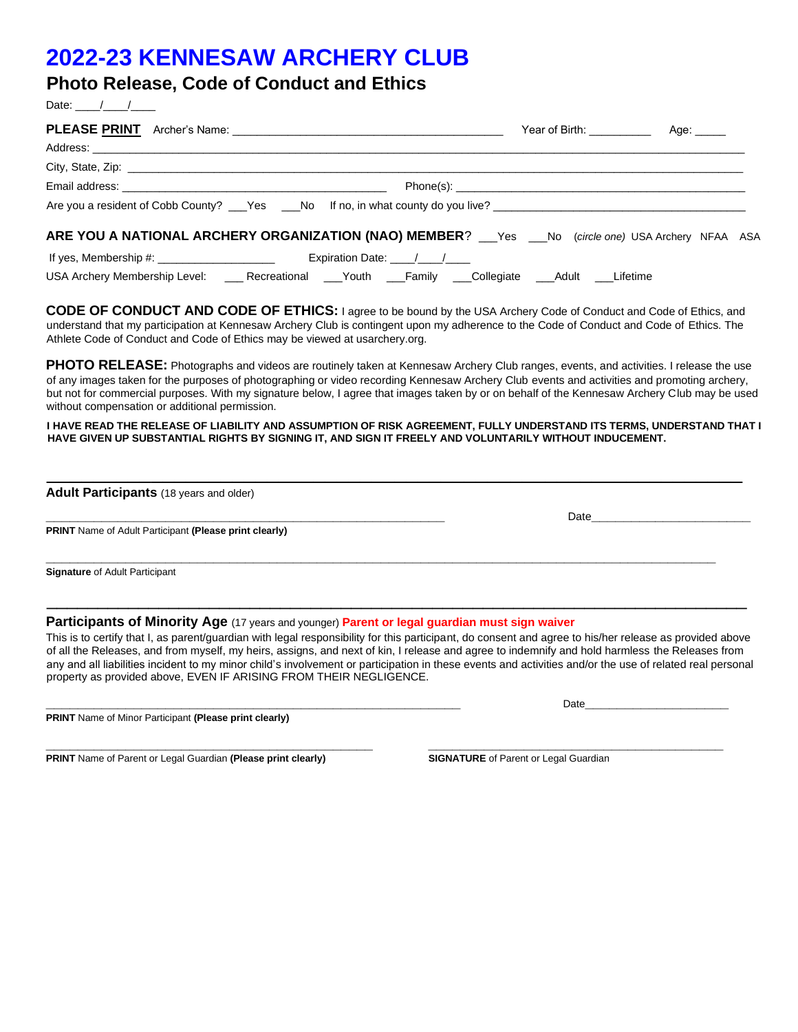# 2022-23 KENNESAW ARCHERY CLUB

## Photo Release, Code of Conduct and Ethics

Date: ____/____/____

**PLEASE PRINT** Archer's Name: ___________________________________________ Year of Birth: __________ Age: _____

Address: ________________________________________________________________________________________________

City, State, Zip: ___________________________________________________________________________________________

Email address: ___________________________________________ Phone(s): ______________________________________________

Are you a resident of Cobb County? ___Yes ___No If no, in what county do you live? _________________________________________

**ARE YOU A NATIONAL ARCHERY ORGANIZATION (NAO) MEMBER**? ___Yes ___No (*circle one*) USA Archery NFAA ASA

If yes, Membership #: ___________________ Expiration Date: ____/____/____

USA Archery Membership Level: ___ Recreational ___Youth ___Family ___Collegiate ___Adult ___Lifetime

**CODE OF CONDUCT AND CODE OF ETHICS:** I agree to be bound by the USA Archery Code of Conduct and Code of Ethics, and understand that my participation at Kennesaw Archery Club is contingent upon my adherence to the Code of Conduct and Code of Ethics. The Athlete Code of Conduct and Code of Ethics may be viewed at usarchery.org.

**PHOTO RELEASE:** Photographs and videos are routinely taken at Kennesaw Archery Club ranges, events, and activities. I release the use of any images taken for the purposes of photographing or video recording Kennesaw Archery Club events and activities and promoting archery, but not for commercial purposes. With my signature below, I agree that images taken by or on behalf of the Kennesaw Archery Club may be used without compensation or additional permission.

**I HAVE READ THE RELEASE OF LIABILITY AND ASSUMPTION OF RISK AGREEMENT, FULLY UNDERSTAND ITS TERMS, UNDERSTAND THAT I HAVE GIVEN UP SUBSTANTIAL RIGHTS BY SIGNING IT, AND SIGN IT FREELY AND VOLUNTARILY WITHOUT INDUCEMENT.**

---

**Adult Participants** (18 years and older)

_________________________________________________________________ Date__________________________

**PRINT** Name of Adult Participant **(Please print clearly)**

_____________________________________________________________________________________________________________

**Signature** of Adult Participant

---

**Participants of Minority Age** (17 years and younger) **Parent or legal guardian must sign waiver**

This is to certify that I, as parent/guardian with legal responsibility for this participant, do consent and agree to his/her release as provided above of all the Releases, and from myself, my heirs, assigns, and next of kin, I release and agree to indemnify and hold harmless the Releases from any and all liabilities incident to my minor child's involvement or participation in these events and activities and/or the use of related real personal property as provided above, EVEN IF ARISING FROM THEIR NEGLIGENCE.

_____________________________________________________________________ Date________________________

**PRINT** Name of Minor Participant **(Please print clearly)**

_______________________________________________________ _________________________________________________

**PRINT** Name of Parent or Legal Guardian **(Please print clearly)** **SIGNATURE** of Parent or Legal Guardian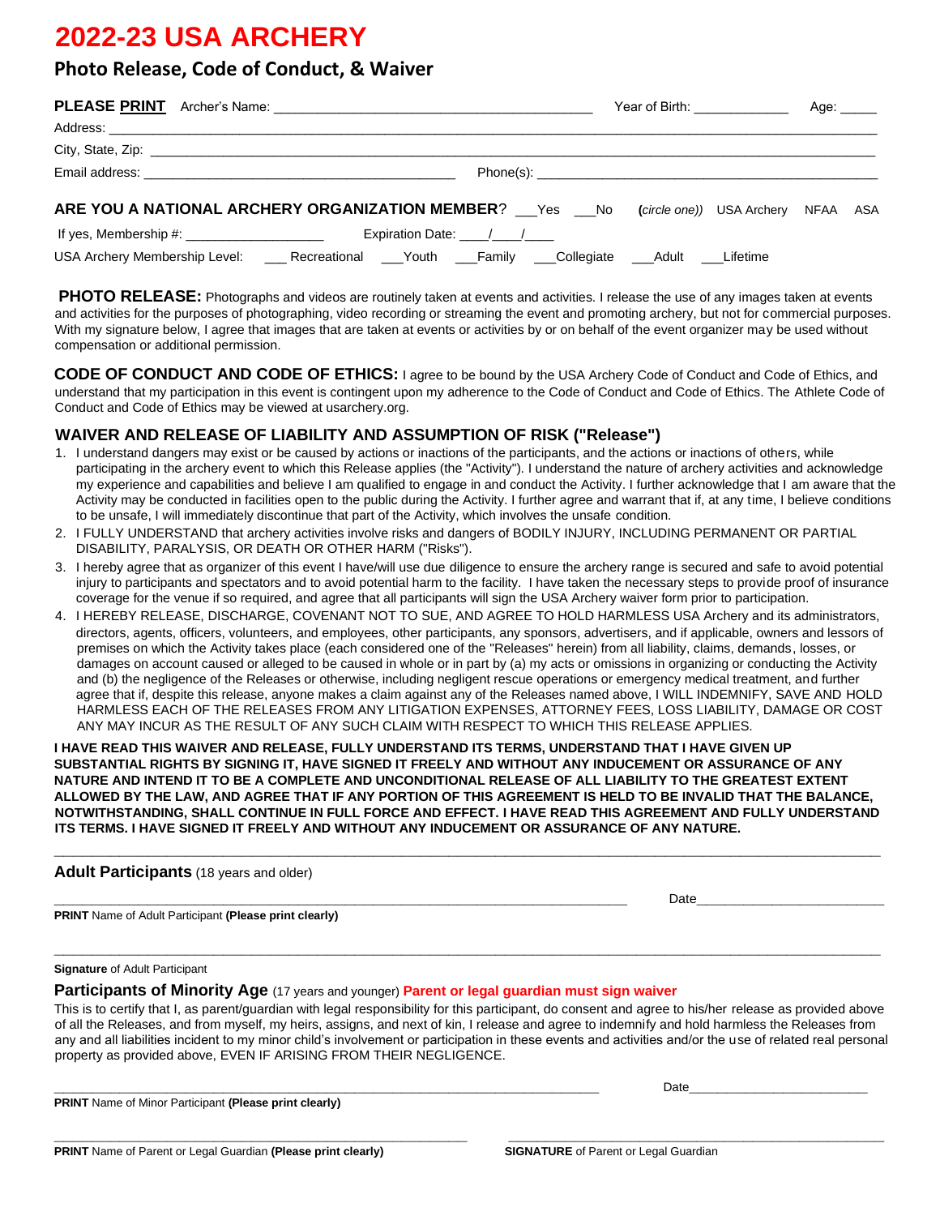# 2022-23 USA ARCHERY

## Photo Release, Code of Conduct, & Waiver

**PLEASE PRINT** Archer's Name: ________________________________________ Year of Birth: _____________ Age: _____

Address: ____________________________________________________________________________________________

City, State, Zip: ______________________________________________________________________________________

Email address: ________________________________________ Phone(s): ______________________________________________

**ARE YOU A NATIONAL ARCHERY ORGANIZATION MEMBER**? ___Yes ___No (*circle one)*) USA Archery NFAA ASA

If yes, Membership #: __________________ Expiration Date: ____/____/____

USA Archery Membership Level: ___ Recreational ___Youth ___Family ___Collegiate ___Adult ___Lifetime

**PHOTO RELEASE:** Photographs and videos are routinely taken at events and activities. I release the use of any images taken at events and activities for the purposes of photographing, video recording or streaming the event and promoting archery, but not for commercial purposes. With my signature below, I agree that images that are taken at events or activities by or on behalf of the event organizer may be used without compensation or additional permission.

**CODE OF CONDUCT AND CODE OF ETHICS:** I agree to be bound by the USA Archery Code of Conduct and Code of Ethics, and understand that my participation in this event is contingent upon my adherence to the Code of Conduct and Code of Ethics. The Athlete Code of Conduct and Code of Ethics may be viewed at usarchery.org.

### WAIVER AND RELEASE OF LIABILITY AND ASSUMPTION OF RISK ("Release")

1. I understand dangers may exist or be caused by actions or inactions of the participants, and the actions or inactions of others, while participating in the archery event to which this Release applies (the "Activity"). I understand the nature of archery activities and acknowledge my experience and capabilities and believe I am qualified to engage in and conduct the Activity. I further acknowledge that I am aware that the Activity may be conducted in facilities open to the public during the Activity. I further agree and warrant that if, at any time, I believe conditions to be unsafe, I will immediately discontinue that part of the Activity, which involves the unsafe condition.
2. I FULLY UNDERSTAND that archery activities involve risks and dangers of BODILY INJURY, INCLUDING PERMANENT OR PARTIAL DISABILITY, PARALYSIS, OR DEATH OR OTHER HARM ("Risks").
3. I hereby agree that as organizer of this event I have/will use due diligence to ensure the archery range is secured and safe to avoid potential injury to participants and spectators and to avoid potential harm to the facility. I have taken the necessary steps to provide proof of insurance coverage for the venue if so required, and agree that all participants will sign the USA Archery waiver form prior to participation.
4. I HEREBY RELEASE, DISCHARGE, COVENANT NOT TO SUE, AND AGREE TO HOLD HARMLESS USA Archery and its administrators, directors, agents, officers, volunteers, and employees, other participants, any sponsors, advertisers, and if applicable, owners and lessors of premises on which the Activity takes place (each considered one of the "Releases" herein) from all liability, claims, demands, losses, or damages on account caused or alleged to be caused in whole or in part by (a) my acts or omissions in organizing or conducting the Activity and (b) the negligence of the Releases or otherwise, including negligent rescue operations or emergency medical treatment, and further agree that if, despite this release, anyone makes a claim against any of the Releases named above, I WILL INDEMNIFY, SAVE AND HOLD HARMLESS EACH OF THE RELEASES FROM ANY LITIGATION EXPENSES, ATTORNEY FEES, LOSS LIABILITY, DAMAGE OR COST ANY MAY INCUR AS THE RESULT OF ANY SUCH CLAIM WITH RESPECT TO WHICH THIS RELEASE APPLIES.

**I HAVE READ THIS WAIVER AND RELEASE, FULLY UNDERSTAND ITS TERMS, UNDERSTAND THAT I HAVE GIVEN UP SUBSTANTIAL RIGHTS BY SIGNING IT, HAVE SIGNED IT FREELY AND WITHOUT ANY INDUCEMENT OR ASSURANCE OF ANY NATURE AND INTEND IT TO BE A COMPLETE AND UNCONDITIONAL RELEASE OF ALL LIABILITY TO THE GREATEST EXTENT ALLOWED BY THE LAW, AND AGREE THAT IF ANY PORTION OF THIS AGREEMENT IS HELD TO BE INVALID THAT THE BALANCE, NOTWITHSTANDING, SHALL CONTINUE IN FULL FORCE AND EFFECT. I HAVE READ THIS AGREEMENT AND FULLY UNDERSTAND ITS TERMS. I HAVE SIGNED IT FREELY AND WITHOUT ANY INDUCEMENT OR ASSURANCE OF ANY NATURE.**

---

**Adult Participants** (18 years and older)

______________________________________________________________ Date_______________________

**PRINT** Name of Adult Participant **(Please print clearly)**

____________________________________________________________________________________________

**Signature** of Adult Participant

**Participants of Minority Age** (17 years and younger) **Parent or legal guardian must sign waiver**

This is to certify that I, as parent/guardian with legal responsibility for this participant, do consent and agree to his/her release as provided above of all the Releases, and from myself, my heirs, assigns, and next of kin, I release and agree to indemnify and hold harmless the Releases from any and all liabilities incident to my minor child's involvement or participation in these events and activities and/or the use of related real personal property as provided above, EVEN IF ARISING FROM THEIR NEGLIGENCE.

______________________________________________________________ Date_______________________

**PRINT** Name of Minor Participant **(Please print clearly)**

_____________________________________________ _____________________________________________

**PRINT** Name of Parent or Legal Guardian **(Please print clearly)** **SIGNATURE** of Parent or Legal Guardian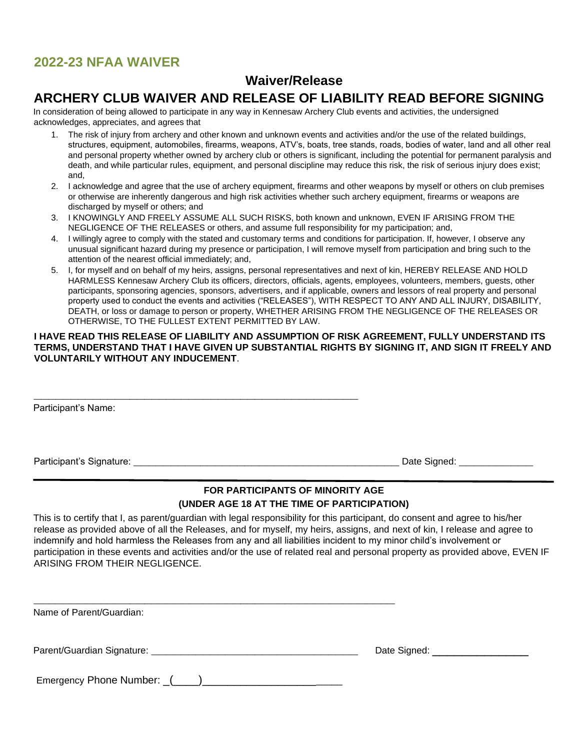## 2022-23 NFAA WAIVER

## Waiver/Release

# ARCHERY CLUB WAIVER AND RELEASE OF LIABILITY READ BEFORE SIGNING

In consideration of being allowed to participate in any way in Kennesaw Archery Club events and activities, the undersigned acknowledges, appreciates, and agrees that

1. The risk of injury from archery and other known and unknown events and activities and/or the use of the related buildings, structures, equipment, automobiles, firearms, weapons, ATV's, boats, tree stands, roads, bodies of water, land and all other real and personal property whether owned by archery club or others is significant, including the potential for permanent paralysis and death, and while particular rules, equipment, and personal discipline may reduce this risk, the risk of serious injury does exist; and,
2. I acknowledge and agree that the use of archery equipment, firearms and other weapons by myself or others on club premises or otherwise are inherently dangerous and high risk activities whether such archery equipment, firearms or weapons are discharged by myself or others; and
3. I KNOWINGLY AND FREELY ASSUME ALL SUCH RISKS, both known and unknown, EVEN IF ARISING FROM THE NEGLIGENCE OF THE RELEASES or others, and assume full responsibility for my participation; and,
4. I willingly agree to comply with the stated and customary terms and conditions for participation. If, however, I observe any unusual significant hazard during my presence or participation, I will remove myself from participation and bring such to the attention of the nearest official immediately; and,
5. I, for myself and on behalf of my heirs, assigns, personal representatives and next of kin, HEREBY RELEASE AND HOLD HARMLESS Kennesaw Archery Club its officers, directors, officials, agents, employees, volunteers, members, guests, other participants, sponsoring agencies, sponsors, advertisers, and if applicable, owners and lessors of real property and personal property used to conduct the events and activities ("RELEASES"), WITH RESPECT TO ANY AND ALL INJURY, DISABILITY, DEATH, or loss or damage to person or property, WHETHER ARISING FROM THE NEGLIGENCE OF THE RELEASES OR OTHERWISE, TO THE FULLEST EXTENT PERMITTED BY LAW.

**I HAVE READ THIS RELEASE OF LIABILITY AND ASSUMPTION OF RISK AGREEMENT, FULLY UNDERSTAND ITS TERMS, UNDERSTAND THAT I HAVE GIVEN UP SUBSTANTIAL RIGHTS BY SIGNING IT, AND SIGN IT FREELY AND VOLUNTARILY WITHOUT ANY INDUCEMENT**.

_________________________________________________________________

Participant's Name:

Participant's Signature: _____________________________________________________ Date Signed: ______________

---

**FOR PARTICIPANTS OF MINORITY AGE**
**(UNDER AGE 18 AT THE TIME OF PARTICIPATION)**

This is to certify that I, as parent/guardian with legal responsibility for this participant, do consent and agree to his/her release as provided above of all the Releases, and for myself, my heirs, assigns, and next of kin, I release and agree to indemnify and hold harmless the Releases from any and all liabilities incident to my minor child's involvement or participation in these events and activities and/or the use of related real and personal property as provided above, EVEN IF ARISING FROM THEIR NEGLIGENCE.

________________________________________________________________________

Name of Parent/Guardian:

Parent/Guardian Signature: ________________________________________ Date Signed: _________________

Emergency Phone Number: _(____)_________________________